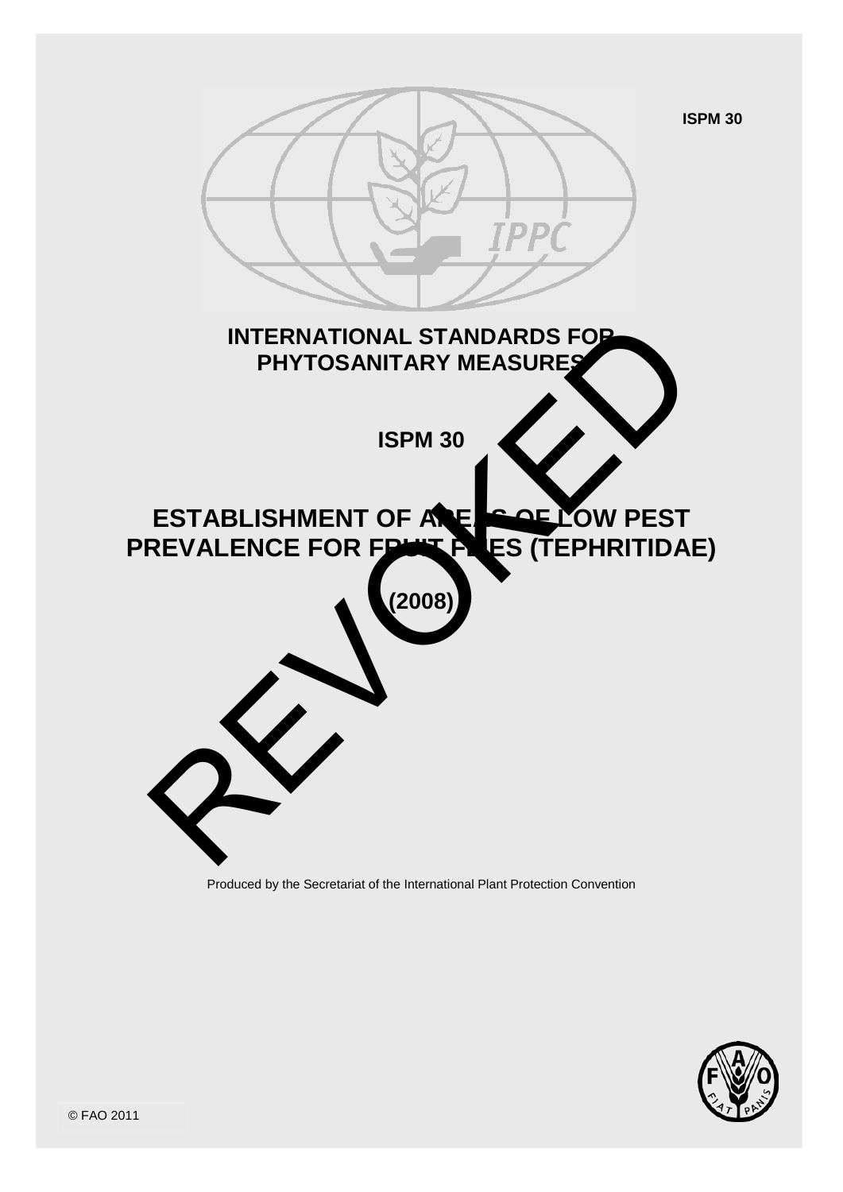ISPM 30

# INTERNATIONAL STANDARDS FOR PHYTOSANITARY MEASURES

## ISPM 30

# ESTABLISHMENT OF AREAS OF LOW PEST PREVALENCE FOR FRUIT FLIES (TEPHRITIDAE)

## (2008)

REVOKED

Produced by the Secretariat of the International Plant Protection Convention

© FAO 2011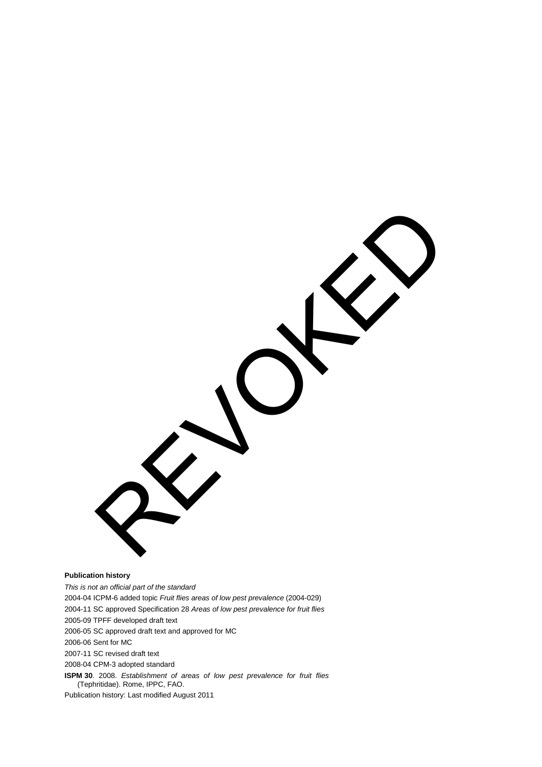REVOKED

**Publication history**

*This is not an official part of the standard*

2004-04 ICPM-6 added topic *Fruit flies areas of low pest prevalence* (2004-029)

2004-11 SC approved Specification 28 *Areas of low pest prevalence for fruit flies*

2005-09 TPFF developed draft text

2006-05 SC approved draft text and approved for MC

2006-06 Sent for MC

2007-11 SC revised draft text

2008-04 CPM-3 adopted standard

**ISPM 30**. 2008. *Establishment of areas of low pest prevalence for fruit flies* (Tephritidae). Rome, IPPC, FAO.

Publication history: Last modified August 2011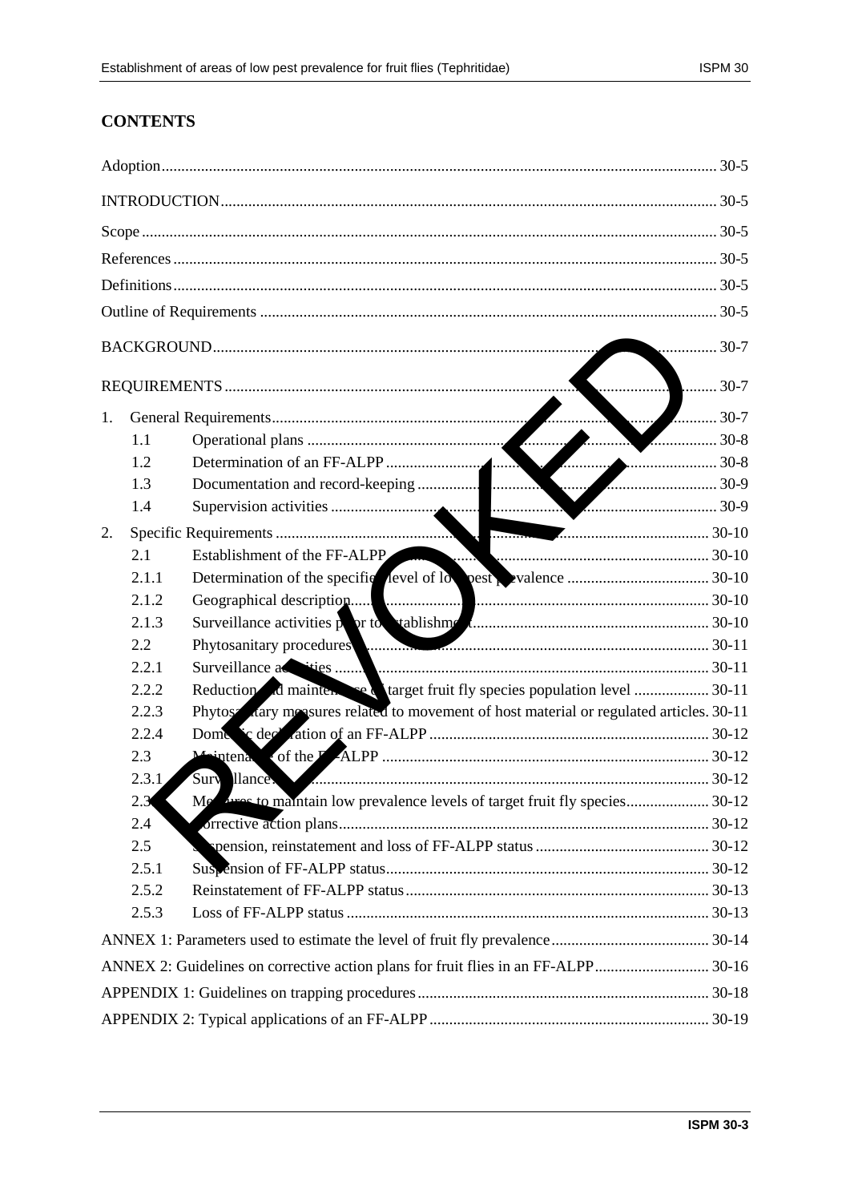## CONTENTS

| | |
|---|---|
| Adoption | 30-5 |
| INTRODUCTION | 30-5 |
| Scope | 30-5 |
| References | 30-5 |
| Definitions | 30-5 |
| Outline of Requirements | 30-5 |
| BACKGROUND | 30-7 |
| REQUIREMENTS | 30-7 |
| 1. General Requirements | 30-7 |
| 1.1 Operational plans | 30-8 |
| 1.2 Determination of an FF-ALPP | 30-8 |
| 1.3 Documentation and record-keeping | 30-9 |
| 1.4 Supervision activities | 30-9 |
| 2. Specific Requirements | 30-10 |
| 2.1 Establishment of the FF-ALPP | 30-10 |
| 2.1.1 Determination of the specified level of low pest prevalence | 30-10 |
| 2.1.2 Geographical description | 30-10 |
| 2.1.3 Surveillance activities prior to establishment | 30-10 |
| 2.2 Phytosanitary procedures | 30-11 |
| 2.2.1 Surveillance activities | 30-11 |
| 2.2.2 Reduction and maintenance of target fruit fly species population level | 30-11 |
| 2.2.3 Phytosanitary measures related to movement of host material or regulated articles | 30-11 |
| 2.2.4 Domestic declaration of an FF-ALPP | 30-12 |
| 2.3 Maintenance of the FF-ALPP | 30-12 |
| 2.3.1 Surveillance | 30-12 |
| 2.3.2 Measures to maintain low prevalence levels of target fruit fly species | 30-12 |
| 2.4 Corrective action plans | 30-12 |
| 2.5 Suspension, reinstatement and loss of FF-ALPP status | 30-12 |
| 2.5.1 Suspension of FF-ALPP status | 30-12 |
| 2.5.2 Reinstatement of FF-ALPP status | 30-13 |
| 2.5.3 Loss of FF-ALPP status | 30-13 |
| ANNEX 1: Parameters used to estimate the level of fruit fly prevalence | 30-14 |
| ANNEX 2: Guidelines on corrective action plans for fruit flies in an FF-ALPP | 30-16 |
| APPENDIX 1: Guidelines on trapping procedures | 30-18 |
| APPENDIX 2: Typical applications of an FF-ALPP | 30-19 |

REVOKED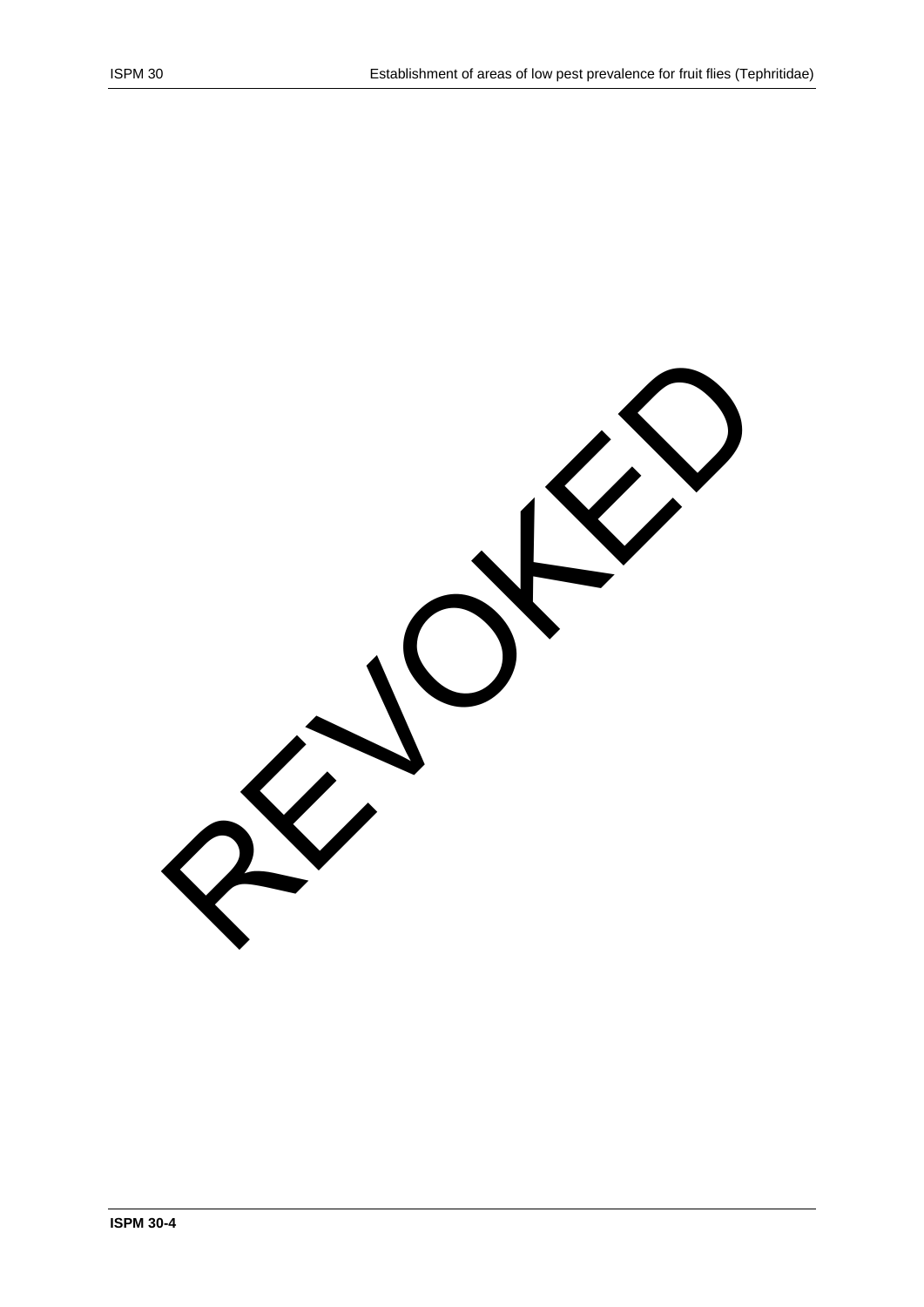REVOKED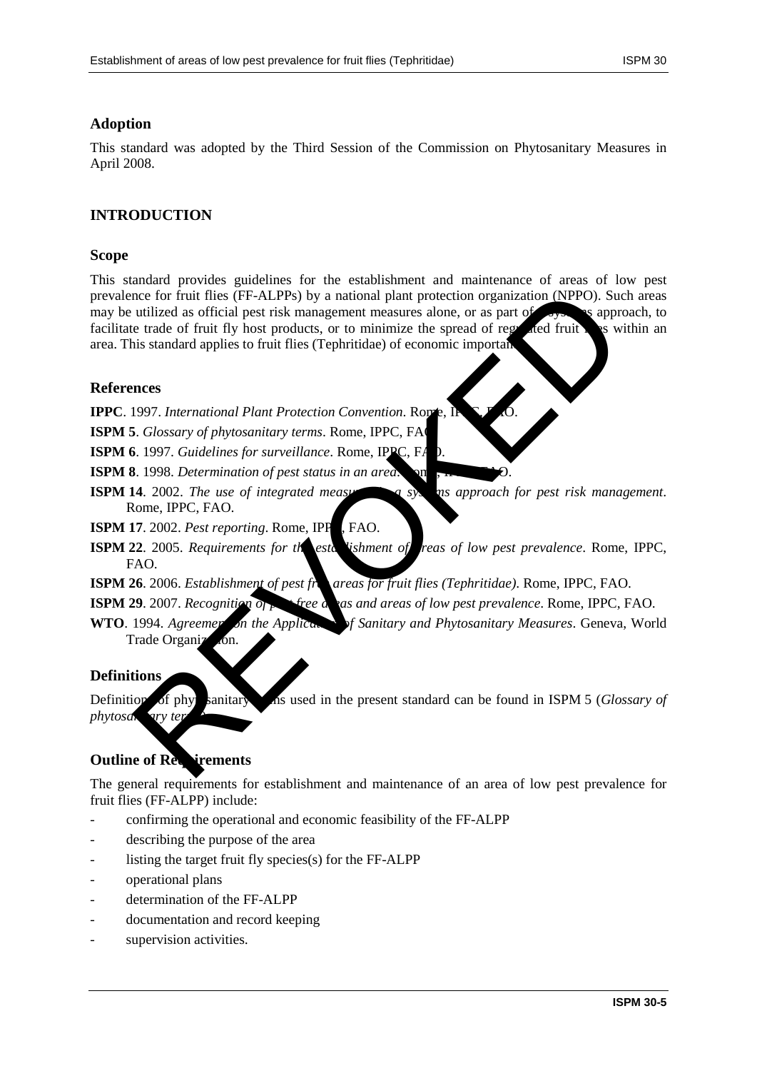## Adoption

This standard was adopted by the Third Session of the Commission on Phytosanitary Measures in April 2008.

## INTRODUCTION

### Scope

This standard provides guidelines for the establishment and maintenance of areas of low pest prevalence for fruit flies (FF-ALPPs) by a national plant protection organization (NPPO). Such areas may be utilized as official pest risk management measures alone, or as part of a systems approach, to facilitate trade of fruit fly host products, or to minimize the spread of regulated fruit flies within an area. This standard applies to fruit flies (Tephritidae) of economic importance.

### References

**IPPC**. 1997. *International Plant Protection Convention*. Rome, IPPC, FAO.

**ISPM 5**. *Glossary of phytosanitary terms*. Rome, IPPC, FAO.

**ISPM 6**. 1997. *Guidelines for surveillance*. Rome, IPPC, FAO.

**ISPM 8**. 1998. *Determination of pest status in an area*. Rome, IPPC, FAO.

**ISPM 14**. 2002. *The use of integrated measures in a systems approach for pest risk management*. Rome, IPPC, FAO.

**ISPM 17**. 2002. *Pest reporting*. Rome, IPPC, FAO.

**ISPM 22**. 2005. *Requirements for the establishment of areas of low pest prevalence*. Rome, IPPC, FAO.

**ISPM 26**. 2006. *Establishment of pest free areas for fruit flies (Tephritidae)*. Rome, IPPC, FAO.

**ISPM 29**. 2007. *Recognition of pest free areas and areas of low pest prevalence*. Rome, IPPC, FAO.

**WTO**. 1994. *Agreement on the Application of Sanitary and Phytosanitary Measures*. Geneva, World Trade Organization.

### Definitions

Definitions of phytosanitary terms used in the present standard can be found in ISPM 5 (*Glossary of phytosanitary terms*).

### Outline of Requirements

The general requirements for establishment and maintenance of an area of low pest prevalence for fruit flies (FF-ALPP) include:

- confirming the operational and economic feasibility of the FF-ALPP
- describing the purpose of the area
- listing the target fruit fly species(s) for the FF-ALPP
- operational plans
- determination of the FF-ALPP
- documentation and record keeping
- supervision activities.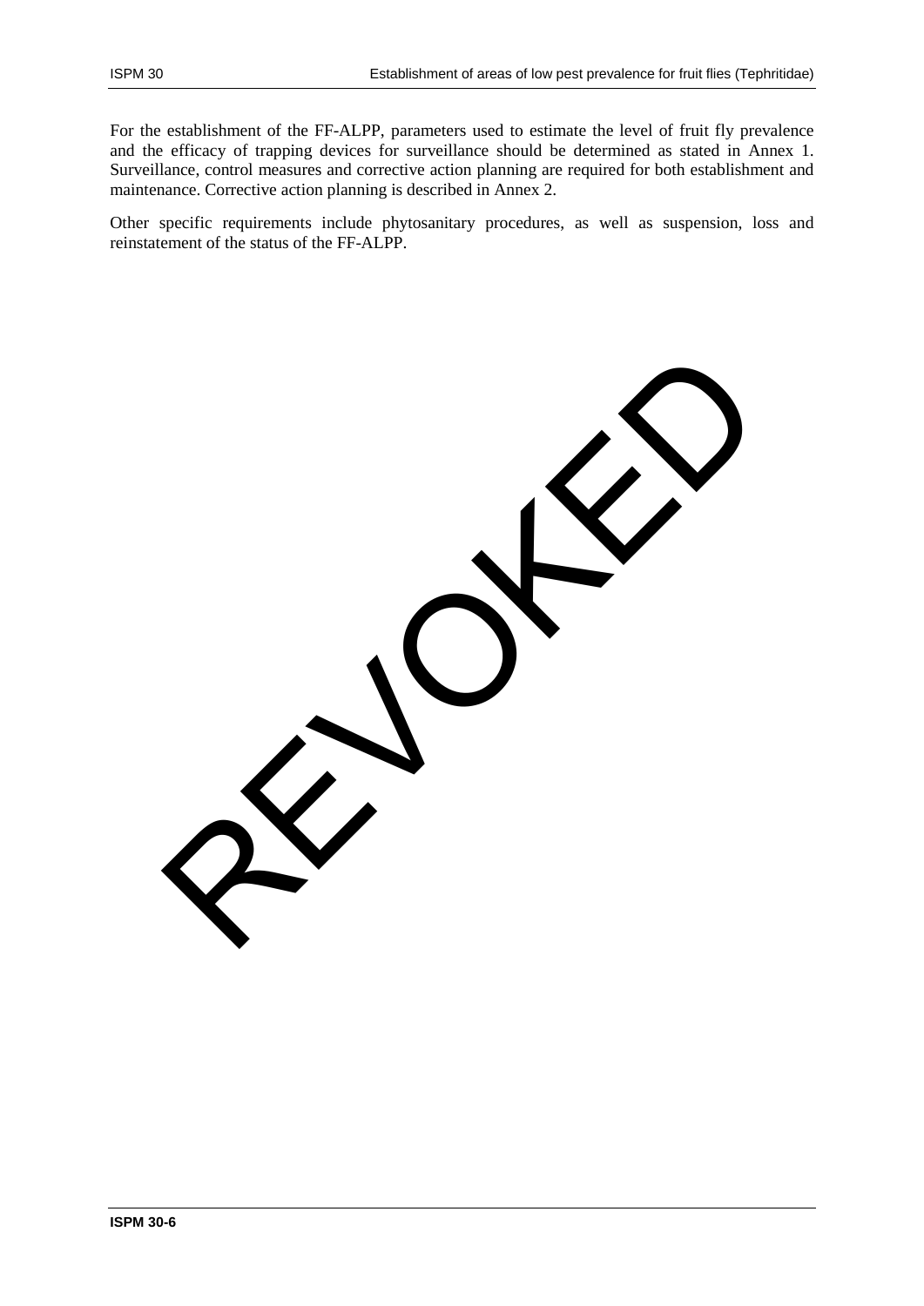For the establishment of the FF-ALPP, parameters used to estimate the level of fruit fly prevalence and the efficacy of trapping devices for surveillance should be determined as stated in Annex 1. Surveillance, control measures and corrective action planning are required for both establishment and maintenance. Corrective action planning is described in Annex 2.

Other specific requirements include phytosanitary procedures, as well as suspension, loss and reinstatement of the status of the FF-ALPP.

REVOKED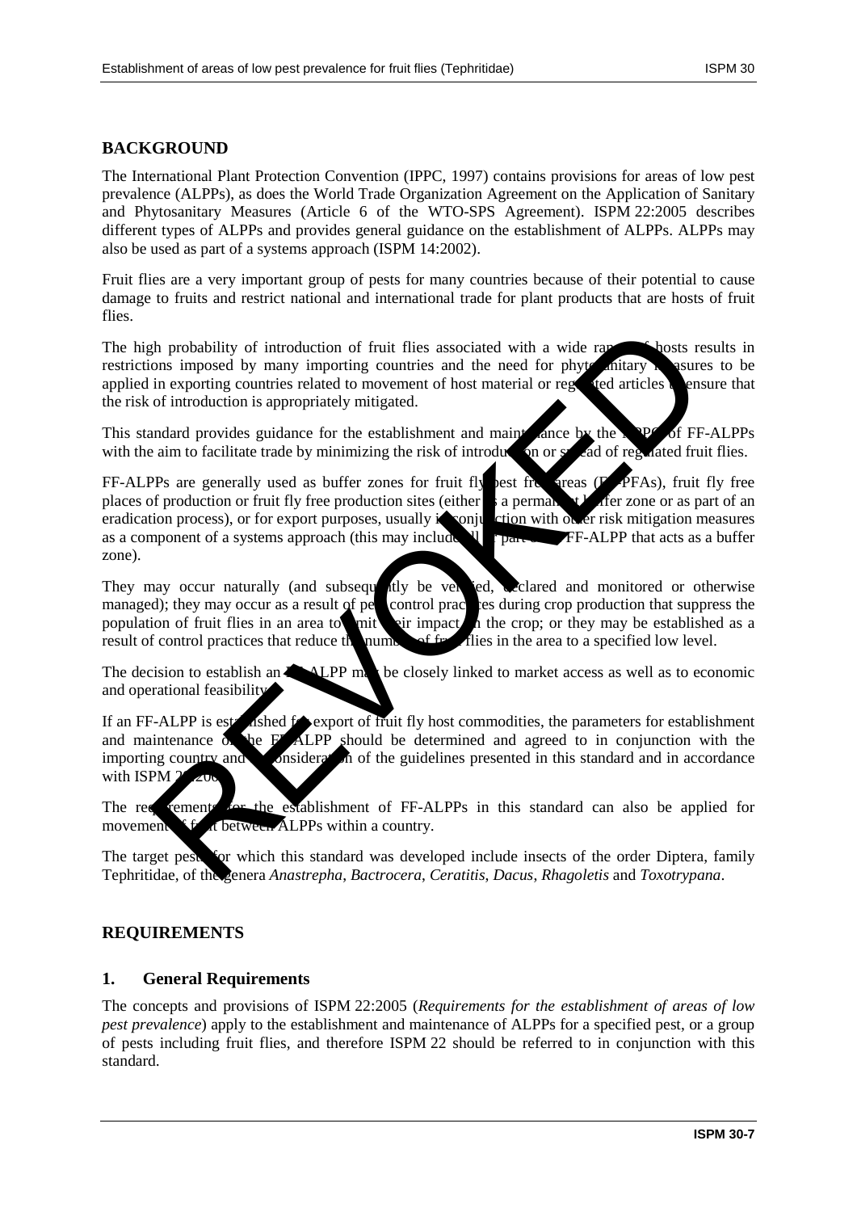## BACKGROUND

The International Plant Protection Convention (IPPC, 1997) contains provisions for areas of low pest prevalence (ALPPs), as does the World Trade Organization Agreement on the Application of Sanitary and Phytosanitary Measures (Article 6 of the WTO-SPS Agreement). ISPM 22:2005 describes different types of ALPPs and provides general guidance on the establishment of ALPPs. ALPPs may also be used as part of a systems approach (ISPM 14:2002).

Fruit flies are a very important group of pests for many countries because of their potential to cause damage to fruits and restrict national and international trade for plant products that are hosts of fruit flies.

The high probability of introduction of fruit flies associated with a wide range of hosts results in restrictions imposed by many importing countries and the need for phytosanitary measures to be applied in exporting countries related to movement of host material or regulated articles to ensure that the risk of introduction is appropriately mitigated.

This standard provides guidance for the establishment and maintenance by the NPPO of FF-ALPPs with the aim to facilitate trade by minimizing the risk of introduction or spread of regulated fruit flies.

FF-ALPPs are generally used as buffer zones for fruit fly pest free areas (FF-PFAs), fruit fly free places of production or fruit fly free production sites (either as a permanent buffer zone or as part of an eradication process), or for export purposes, usually in conjunction with other risk mitigation measures as a component of a systems approach (this may include all or part of an FF-ALPP that acts as a buffer zone).

They may occur naturally (and subsequently be verified, declared and monitored or otherwise managed); they may occur as a result of pest control practices during crop production that suppress the population of fruit flies in an area to limit their impact on the crop; or they may be established as a result of control practices that reduce the number of fruit flies in the area to a specified low level.

The decision to establish an FF-ALPP may be closely linked to market access as well as to economic and operational feasibility.

If an FF-ALPP is established for export of fruit fly host commodities, the parameters for establishment and maintenance of the FF-ALPP should be determined and agreed to in conjunction with the importing country and in consideration of the guidelines presented in this standard and in accordance with ISPM 22:2005.

The requirements for the establishment of FF-ALPPs in this standard can also be applied for movement of fruit between ALPPs within a country.

The target pests for which this standard was developed include insects of the order Diptera, family Tephritidae, of the genera *Anastrepha*, *Bactrocera*, *Ceratitis*, *Dacus*, *Rhagoletis* and *Toxotrypana*.

## REQUIREMENTS

### 1. General Requirements

The concepts and provisions of ISPM 22:2005 (*Requirements for the establishment of areas of low pest prevalence*) apply to the establishment and maintenance of ALPPs for a specified pest, or a group of pests including fruit flies, and therefore ISPM 22 should be referred to in conjunction with this standard.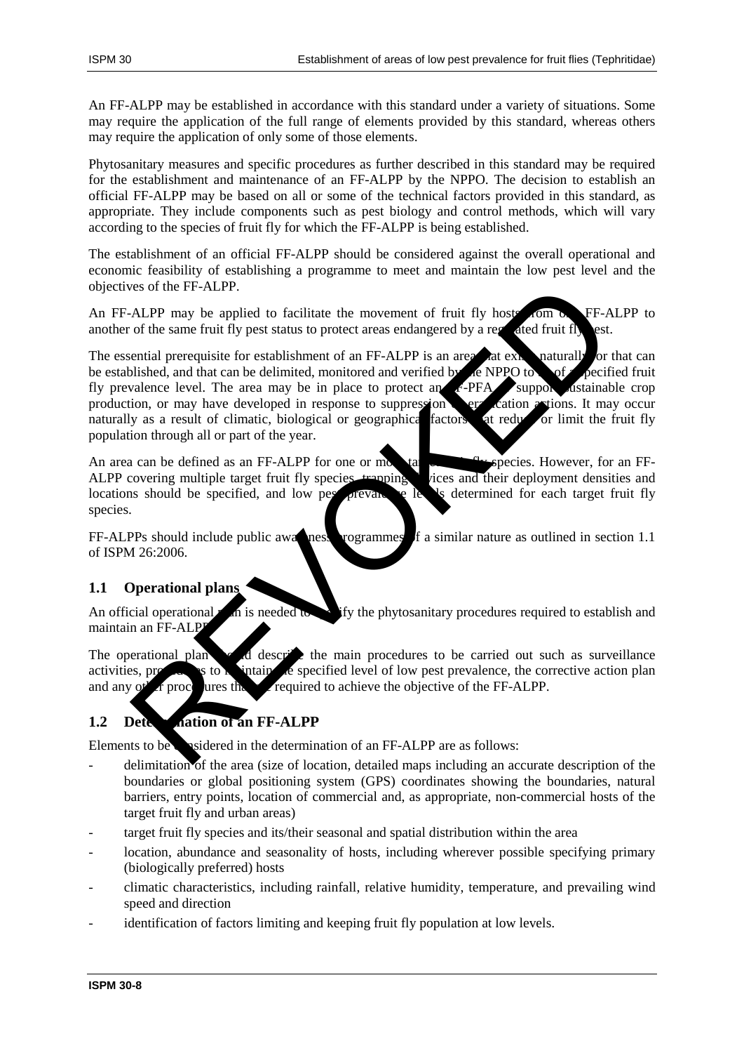An FF-ALPP may be established in accordance with this standard under a variety of situations. Some may require the application of the full range of elements provided by this standard, whereas others may require the application of only some of those elements.

Phytosanitary measures and specific procedures as further described in this standard may be required for the establishment and maintenance of an FF-ALPP by the NPPO. The decision to establish an official FF-ALPP may be based on all or some of the technical factors provided in this standard, as appropriate. They include components such as pest biology and control methods, which will vary according to the species of fruit fly for which the FF-ALPP is being established.

The establishment of an official FF-ALPP should be considered against the overall operational and economic feasibility of establishing a programme to meet and maintain the low pest level and the objectives of the FF-ALPP.

An FF-ALPP may be applied to facilitate the movement of fruit fly hosts from one FF-ALPP to another of the same fruit fly pest status to protect areas endangered by a regulated fruit fly pest.

The essential prerequisite for establishment of an FF-ALPP is an area that exists naturally or that can be established, and that can be delimited, monitored and verified by the NPPO to be of a specified fruit fly prevalence level. The area may be in place to protect an FF-PFA, to support sustainable crop production, or may have developed in response to suppression or eradication actions. It may occur naturally as a result of climatic, biological or geographical factors that reduce or limit the fruit fly population through all or part of the year.

An area can be defined as an FF-ALPP for one or more target fruit fly species. However, for an FF-ALPP covering multiple target fruit fly species, trapping devices and their deployment densities and locations should be specified, and low pest prevalence levels determined for each target fruit fly species.

FF-ALPPs should include public awareness programmes of a similar nature as outlined in section 1.1 of ISPM 26:2006.

## 1.1 Operational plans

An official operational plan is needed to specify the phytosanitary procedures required to establish and maintain an FF-ALPP.

The operational plan should describe the main procedures to be carried out such as surveillance activities, procedures to maintain the specified level of low pest prevalence, the corrective action plan and any other procedures that are required to achieve the objective of the FF-ALPP.

## 1.2 Determination of an FF-ALPP

Elements to be considered in the determination of an FF-ALPP are as follows:

- delimitation of the area (size of location, detailed maps including an accurate description of the boundaries or global positioning system (GPS) coordinates showing the boundaries, natural barriers, entry points, location of commercial and, as appropriate, non-commercial hosts of the target fruit fly and urban areas)
- target fruit fly species and its/their seasonal and spatial distribution within the area
- location, abundance and seasonality of hosts, including wherever possible specifying primary (biologically preferred) hosts
- climatic characteristics, including rainfall, relative humidity, temperature, and prevailing wind speed and direction
- identification of factors limiting and keeping fruit fly population at low levels.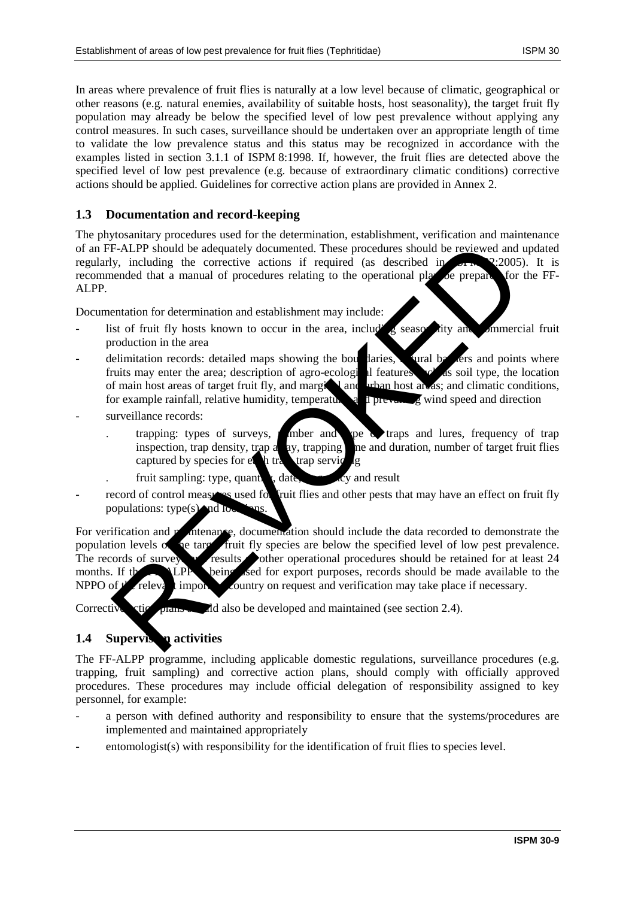In areas where prevalence of fruit flies is naturally at a low level because of climatic, geographical or other reasons (e.g. natural enemies, availability of suitable hosts, host seasonality), the target fruit fly population may already be below the specified level of low pest prevalence without applying any control measures. In such cases, surveillance should be undertaken over an appropriate length of time to validate the low prevalence status and this status may be recognized in accordance with the examples listed in section 3.1.1 of ISPM 8:1998. If, however, the fruit flies are detected above the specified level of low pest prevalence (e.g. because of extraordinary climatic conditions) corrective actions should be applied. Guidelines for corrective action plans are provided in Annex 2.

## 1.3 Documentation and record-keeping

The phytosanitary procedures used for the determination, establishment, verification and maintenance of an FF-ALPP should be adequately documented. These procedures should be reviewed and updated regularly, including the corrective actions if required (as described in ISPM 22:2005). It is recommended that a manual of procedures relating to the operational plan be prepared for the FF-ALPP.

Documentation for determination and establishment may include:

- list of fruit fly hosts known to occur in the area, including seasonality and commercial fruit production in the area
- delimitation records: detailed maps showing the boundaries, natural barriers and points where fruits may enter the area; description of agro-ecological features such as soil type, the location of main host areas of target fruit fly, and marginal and urban host areas; and climatic conditions, for example rainfall, relative humidity, temperature and prevailing wind speed and direction
- surveillance records:
  - . trapping: types of surveys, number and type of traps and lures, frequency of trap inspection, trap density, trap array, trapping time and duration, number of target fruit flies captured by species for each trap, trap servicing
  - . fruit sampling: type, quantity, dates, frequency and result
- record of control measures used for fruit flies and other pests that may have an effect on fruit fly populations: type(s) and locations.

For verification and maintenance, documentation should include the data recorded to demonstrate the population levels of the target fruit fly species are below the specified level of low pest prevalence. The records of surveys and results of other operational procedures should be retained for at least 24 months. If the FF-ALPP is being used for export purposes, records should be made available to the NPPO of the relevant importing country on request and verification may take place if necessary.

Corrective action plans should also be developed and maintained (see section 2.4).

## 1.4 Supervision activities

The FF-ALPP programme, including applicable domestic regulations, surveillance procedures (e.g. trapping, fruit sampling) and corrective action plans, should comply with officially approved procedures. These procedures may include official delegation of responsibility assigned to key personnel, for example:

- a person with defined authority and responsibility to ensure that the systems/procedures are implemented and maintained appropriately
- entomologist(s) with responsibility for the identification of fruit flies to species level.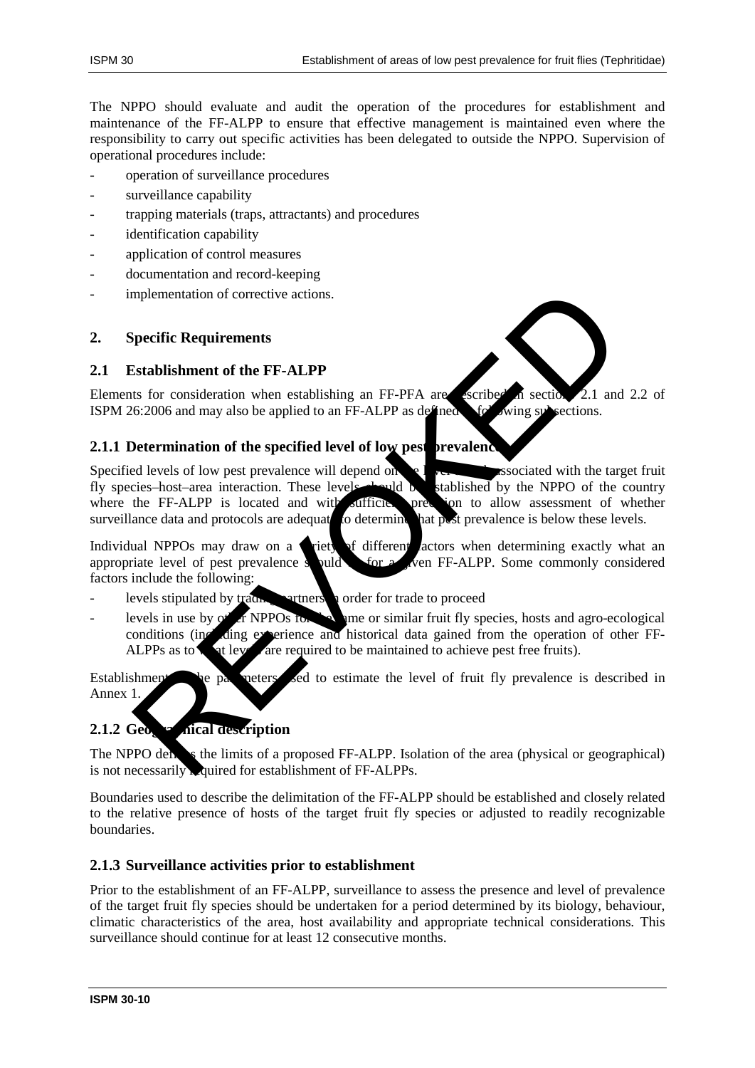The NPPO should evaluate and audit the operation of the procedures for establishment and maintenance of the FF-ALPP to ensure that effective management is maintained even where the responsibility to carry out specific activities has been delegated to outside the NPPO. Supervision of operational procedures include:

- operation of surveillance procedures
- surveillance capability
- trapping materials (traps, attractants) and procedures
- identification capability
- application of control measures
- documentation and record-keeping
- implementation of corrective actions.

## 2. Specific Requirements

### 2.1 Establishment of the FF-ALPP

Elements for consideration when establishing an FF-PFA are described in sections 2.1 and 2.2 of ISPM 26:2006 and may also be applied to an FF-ALPP as defined in following subsections.

#### 2.1.1 Determination of the specified level of low pest prevalence

Specified levels of low pest prevalence will depend on the level of risk associated with the target fruit fly species–host–area interaction. These levels should be established by the NPPO of the country where the FF-ALPP is located and with sufficient precision to allow assessment of whether surveillance data and protocols are adequate to determine that pest prevalence is below these levels.

Individual NPPOs may draw on a variety of different factors when determining exactly what an appropriate level of pest prevalence should be for a given FF-ALPP. Some commonly considered factors include the following:

- levels stipulated by trading partners in order for trade to proceed
- levels in use by other NPPOs for the same or similar fruit fly species, hosts and agro-ecological conditions (including experience and historical data gained from the operation of other FF-ALPPs as to what levels are required to be maintained to achieve pest free fruits).

Establishment of the parameters used to estimate the level of fruit fly prevalence is described in Annex 1.

#### 2.1.2 Geographical description

The NPPO defines the limits of a proposed FF-ALPP. Isolation of the area (physical or geographical) is not necessarily required for establishment of FF-ALPPs.

Boundaries used to describe the delimitation of the FF-ALPP should be established and closely related to the relative presence of hosts of the target fruit fly species or adjusted to readily recognizable boundaries.

#### 2.1.3 Surveillance activities prior to establishment

Prior to the establishment of an FF-ALPP, surveillance to assess the presence and level of prevalence of the target fruit fly species should be undertaken for a period determined by its biology, behaviour, climatic characteristics of the area, host availability and appropriate technical considerations. This surveillance should continue for at least 12 consecutive months.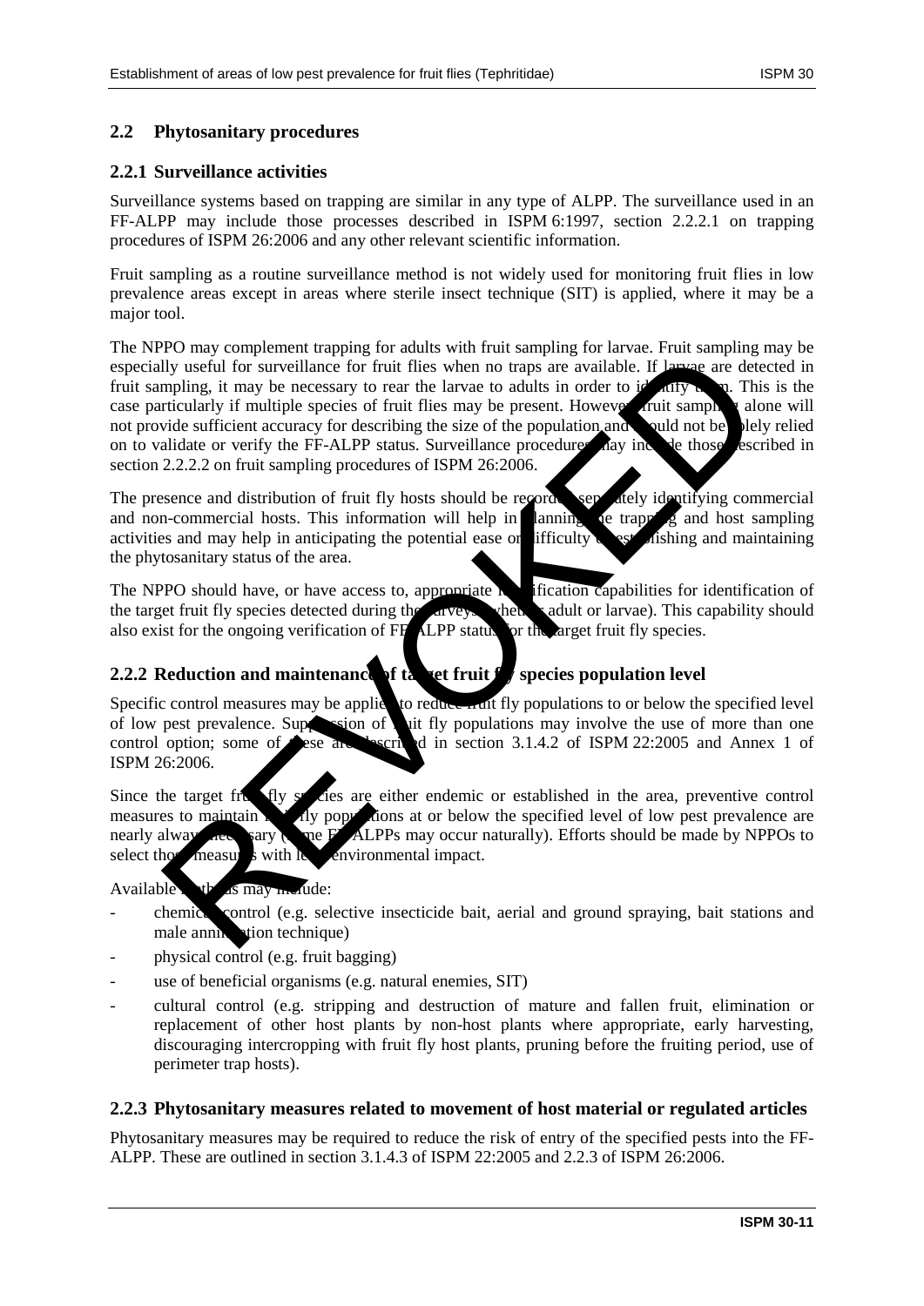## 2.2 Phytosanitary procedures

### 2.2.1 Surveillance activities

Surveillance systems based on trapping are similar in any type of ALPP. The surveillance used in an FF-ALPP may include those processes described in ISPM 6:1997, section 2.2.2.1 on trapping procedures of ISPM 26:2006 and any other relevant scientific information.

Fruit sampling as a routine surveillance method is not widely used for monitoring fruit flies in low prevalence areas except in areas where sterile insect technique (SIT) is applied, where it may be a major tool.

The NPPO may complement trapping for adults with fruit sampling for larvae. Fruit sampling may be especially useful for surveillance for fruit flies when no traps are available. If larvae are detected in fruit sampling, it may be necessary to rear the larvae to adults in order to identify them. This is the case particularly if multiple species of fruit flies may be present. However, fruit sampling alone will not provide sufficient accuracy for describing the size of the population and should not be solely relied on to validate or verify the FF-ALPP status. Surveillance procedures may include those described in section 2.2.2.2 on fruit sampling procedures of ISPM 26:2006.

The presence and distribution of fruit fly hosts should be recorded, separately identifying commercial and non-commercial hosts. This information will help in planning the trapping and host sampling activities and may help in anticipating the potential ease or difficulty of establishing and maintaining the phytosanitary status of the area.

The NPPO should have, or have access to, appropriate identification capabilities for identification of the target fruit fly species detected during the surveys (whether adult or larvae). This capability should also exist for the ongoing verification of FF-ALPP status for the target fruit fly species.

### 2.2.2 Reduction and maintenance of target fruit fly species population level

Specific control measures may be applied to reduce fruit fly populations to or below the specified level of low pest prevalence. Suppression of fruit fly populations may involve the use of more than one control option; some of these are described in section 3.1.4.2 of ISPM 22:2005 and Annex 1 of ISPM 26:2006.

Since the target fruit fly species are either endemic or established in the area, preventive control measures to maintain fruit fly populations at or below the specified level of low pest prevalence are nearly always necessary (some FF-ALPPs may occur naturally). Efforts should be made by NPPOs to select those measures with less environmental impact.

Available methods may include:

- chemical control (e.g. selective insecticide bait, aerial and ground spraying, bait stations and male annihilation technique)
- physical control (e.g. fruit bagging)
- use of beneficial organisms (e.g. natural enemies, SIT)
- cultural control (e.g. stripping and destruction of mature and fallen fruit, elimination or replacement of other host plants by non-host plants where appropriate, early harvesting, discouraging intercropping with fruit fly host plants, pruning before the fruiting period, use of perimeter trap hosts).

### 2.2.3 Phytosanitary measures related to movement of host material or regulated articles

Phytosanitary measures may be required to reduce the risk of entry of the specified pests into the FF-ALPP. These are outlined in section 3.1.4.3 of ISPM 22:2005 and 2.2.3 of ISPM 26:2006.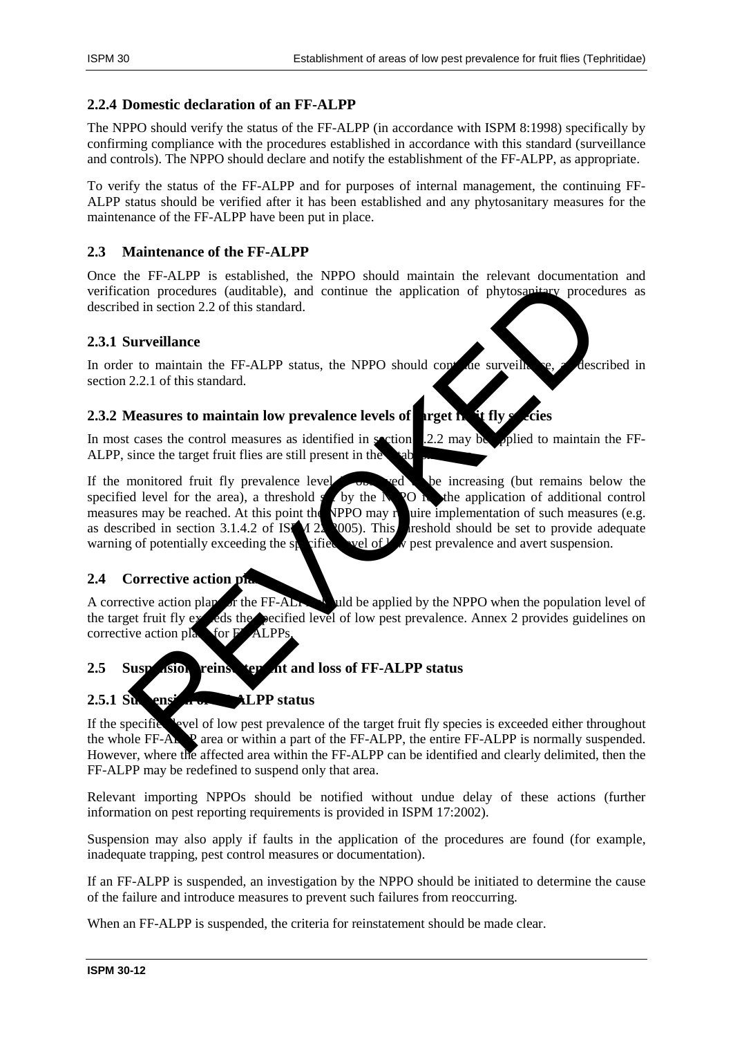## 2.2.4 Domestic declaration of an FF-ALPP

The NPPO should verify the status of the FF-ALPP (in accordance with ISPM 8:1998) specifically by confirming compliance with the procedures established in accordance with this standard (surveillance and controls). The NPPO should declare and notify the establishment of the FF-ALPP, as appropriate.

To verify the status of the FF-ALPP and for purposes of internal management, the continuing FF-ALPP status should be verified after it has been established and any phytosanitary measures for the maintenance of the FF-ALPP have been put in place.

## 2.3 Maintenance of the FF-ALPP

Once the FF-ALPP is established, the NPPO should maintain the relevant documentation and verification procedures (auditable), and continue the application of phytosanitary procedures as described in section 2.2 of this standard.

### 2.3.1 Surveillance

In order to maintain the FF-ALPP status, the NPPO should continue surveillance, as described in section 2.2.1 of this standard.

### 2.3.2 Measures to maintain low prevalence levels of target fruit fly species

In most cases the control measures as identified in section 2.2.2 may be applied to maintain the FF-ALPP, since the target fruit flies are still present in the established area.

If the monitored fruit fly prevalence level is observed to be increasing (but remains below the specified level for the area), a threshold set by the NPPO for the application of additional control measures may be reached. At this point the NPPO may require implementation of such measures (e.g. as described in section 3.1.4.2 of ISPM 22:2005). This threshold should be set to provide adequate warning of potentially exceeding the specified level of low pest prevalence and avert suspension.

## 2.4 Corrective action plans

A corrective action plan for the FF-ALPP should be applied by the NPPO when the population level of the target fruit fly exceeds the specified level of low pest prevalence. Annex 2 provides guidelines on corrective action plans for FF-ALPPs.

## 2.5 Suspension, reinstatement and loss of FF-ALPP status

### 2.5.1 Suspension of FF-ALPP status

If the specified level of low pest prevalence of the target fruit fly species is exceeded either throughout the whole FF-ALPP area or within a part of the FF-ALPP, the entire FF-ALPP is normally suspended. However, where the affected area within the FF-ALPP can be identified and clearly delimited, then the FF-ALPP may be redefined to suspend only that area.

Relevant importing NPPOs should be notified without undue delay of these actions (further information on pest reporting requirements is provided in ISPM 17:2002).

Suspension may also apply if faults in the application of the procedures are found (for example, inadequate trapping, pest control measures or documentation).

If an FF-ALPP is suspended, an investigation by the NPPO should be initiated to determine the cause of the failure and introduce measures to prevent such failures from reoccurring.

When an FF-ALPP is suspended, the criteria for reinstatement should be made clear.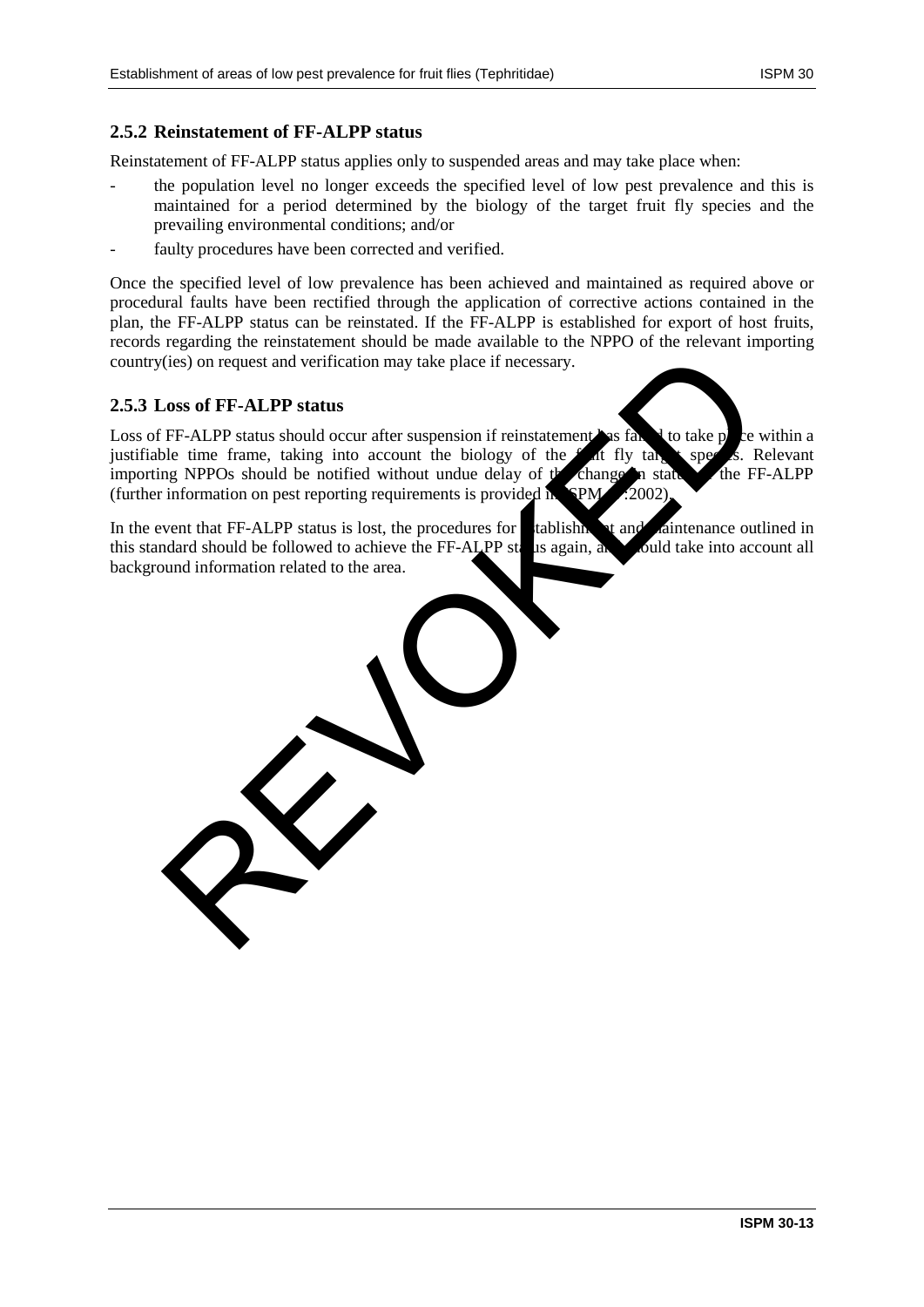### 2.5.2 Reinstatement of FF-ALPP status

Reinstatement of FF-ALPP status applies only to suspended areas and may take place when:

- the population level no longer exceeds the specified level of low pest prevalence and this is maintained for a period determined by the biology of the target fruit fly species and the prevailing environmental conditions; and/or
- faulty procedures have been corrected and verified.

Once the specified level of low prevalence has been achieved and maintained as required above or procedural faults have been rectified through the application of corrective actions contained in the plan, the FF-ALPP status can be reinstated. If the FF-ALPP is established for export of host fruits, records regarding the reinstatement should be made available to the NPPO of the relevant importing country(ies) on request and verification may take place if necessary.

### 2.5.3 Loss of FF-ALPP status

Loss of FF-ALPP status should occur after suspension if reinstatement has failed to take place within a justifiable time frame, taking into account the biology of the fruit fly target species. Relevant importing NPPOs should be notified without undue delay of the change in status of the FF-ALPP (further information on pest reporting requirements is provided in ISPM 17:2002).

In the event that FF-ALPP status is lost, the procedures for establishment and maintenance outlined in this standard should be followed to achieve the FF-ALPP status again, and should take into account all background information related to the area.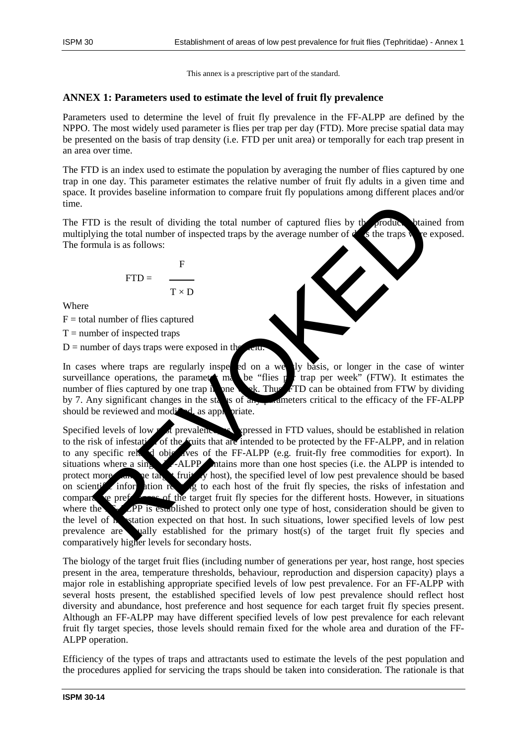This annex is a prescriptive part of the standard.

## ANNEX 1: Parameters used to estimate the level of fruit fly prevalence

Parameters used to determine the level of fruit fly prevalence in the FF-ALPP are defined by the NPPO. The most widely used parameter is flies per trap per day (FTD). More precise spatial data may be presented on the basis of trap density (i.e. FTD per unit area) or temporally for each trap present in an area over time.

The FTD is an index used to estimate the population by averaging the number of flies captured by one trap in one day. This parameter estimates the relative number of fruit fly adults in a given time and space. It provides baseline information to compare fruit fly populations among different places and/or time.

The FTD is the result of dividing the total number of captured flies by the product obtained from multiplying the total number of inspected traps by the average number of days the traps were exposed. The formula is as follows:

$$FTD = \frac{F}{T \times D}$$

Where

F = total number of flies captured

T = number of inspected traps

D = number of days traps were exposed in the field.

In cases where traps are regularly inspected on a weekly basis, or longer in the case of winter surveillance operations, the parameter may be "flies per trap per week" (FTW). It estimates the number of flies captured by one trap in one week. Thus, FTD can be obtained from FTW by dividing by 7. Any significant changes in the status of any parameters critical to the efficacy of the FF-ALPP should be reviewed and modified, as appropriate.

Specified levels of low pest prevalence, as expressed in FTD values, should be established in relation to the risk of infestation of the fruits that are intended to be protected by the FF-ALPP, and in relation to any specific related objectives of the FF-ALPP (e.g. fruit-fly free commodities for export). In situations where a single FF-ALPP contains more than one host species (i.e. the ALPP is intended to protect more than one target fruit fly host), the specified level of low pest prevalence should be based on scientific information relating to each host of the fruit fly species, the risks of infestation and comparative preferences of the target fruit fly species for the different hosts. However, in situations where the FF-ALPP is established to protect only one type of host, consideration should be given to the level of infestation expected on that host. In such situations, lower specified levels of low pest prevalence are usually established for the primary host(s) of the target fruit fly species and comparatively higher levels for secondary hosts.

The biology of the target fruit flies (including number of generations per year, host range, host species present in the area, temperature thresholds, behaviour, reproduction and dispersion capacity) plays a major role in establishing appropriate specified levels of low pest prevalence. For an FF-ALPP with several hosts present, the established specified levels of low pest prevalence should reflect host diversity and abundance, host preference and host sequence for each target fruit fly species present. Although an FF-ALPP may have different specified levels of low pest prevalence for each relevant fruit fly target species, those levels should remain fixed for the whole area and duration of the FF-ALPP operation.

Efficiency of the types of traps and attractants used to estimate the levels of the pest population and the procedures applied for servicing the traps should be taken into consideration. The rationale is that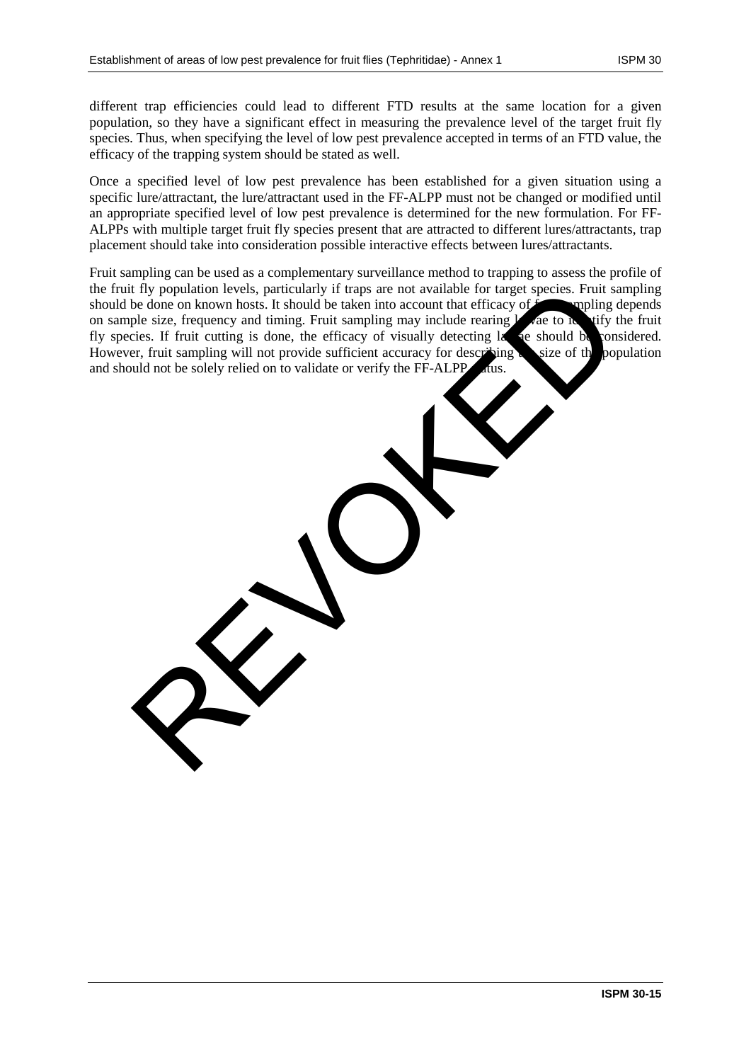different trap efficiencies could lead to different FTD results at the same location for a given population, so they have a significant effect in measuring the prevalence level of the target fruit fly species. Thus, when specifying the level of low pest prevalence accepted in terms of an FTD value, the efficacy of the trapping system should be stated as well.

Once a specified level of low pest prevalence has been established for a given situation using a specific lure/attractant, the lure/attractant used in the FF-ALPP must not be changed or modified until an appropriate specified level of low pest prevalence is determined for the new formulation. For FF-ALPPs with multiple target fruit fly species present that are attracted to different lures/attractants, trap placement should take into consideration possible interactive effects between lures/attractants.

Fruit sampling can be used as a complementary surveillance method to trapping to assess the profile of the fruit fly population levels, particularly if traps are not available for target species. Fruit sampling should be done on known hosts. It should be taken into account that efficacy of fruit sampling depends on sample size, frequency and timing. Fruit sampling may include rearing larvae to identify the fruit fly species. If fruit cutting is done, the efficacy of visually detecting larvae should be considered. However, fruit sampling will not provide sufficient accuracy for describing the size of the population and should not be solely relied on to validate or verify the FF-ALPP status.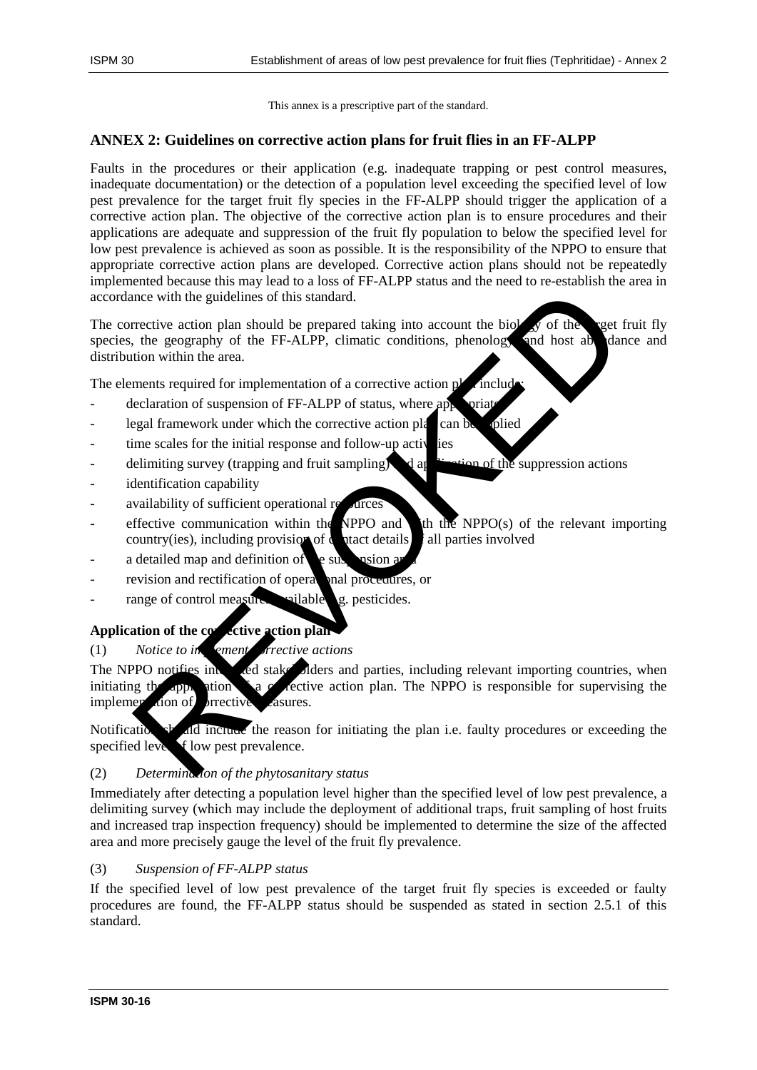This annex is a prescriptive part of the standard.

## ANNEX 2: Guidelines on corrective action plans for fruit flies in an FF-ALPP

Faults in the procedures or their application (e.g. inadequate trapping or pest control measures, inadequate documentation) or the detection of a population level exceeding the specified level of low pest prevalence for the target fruit fly species in the FF-ALPP should trigger the application of a corrective action plan. The objective of the corrective action plan is to ensure procedures and their applications are adequate and suppression of the fruit fly population to below the specified level for low pest prevalence is achieved as soon as possible. It is the responsibility of the NPPO to ensure that appropriate corrective action plans are developed. Corrective action plans should not be repeatedly implemented because this may lead to a loss of FF-ALPP status and the need to re-establish the area in accordance with the guidelines of this standard.

The corrective action plan should be prepared taking into account the biology of the target fruit fly species, the geography of the FF-ALPP, climatic conditions, phenology and host abundance and distribution within the area.

The elements required for implementation of a corrective action plan include:

- declaration of suspension of FF-ALPP of status, where appropriate
- legal framework under which the corrective action plan can be applied
- time scales for the initial response and follow-up activities
- delimiting survey (trapping and fruit sampling) and application of the suppression actions
- identification capability
- availability of sufficient operational resources
- effective communication within the NPPO and with the NPPO(s) of the relevant importing country(ies), including provision of contact details of all parties involved
- a detailed map and definition of the suspension area
- revision and rectification of operational procedures, or
- range of control measures available e.g. pesticides.

### Application of the corrective action plan

(1) *Notice to implement corrective actions*

The NPPO notifies interested stakeholders and parties, including relevant importing countries, when initiating the application of a corrective action plan. The NPPO is responsible for supervising the implementation of corrective measures.

Notification should include the reason for initiating the plan i.e. faulty procedures or exceeding the specified level of low pest prevalence.

(2) *Determination of the phytosanitary status*

Immediately after detecting a population level higher than the specified level of low pest prevalence, a delimiting survey (which may include the deployment of additional traps, fruit sampling of host fruits and increased trap inspection frequency) should be implemented to determine the size of the affected area and more precisely gauge the level of the fruit fly prevalence.

(3) *Suspension of FF-ALPP status*

If the specified level of low pest prevalence of the target fruit fly species is exceeded or faulty procedures are found, the FF-ALPP status should be suspended as stated in section 2.5.1 of this standard.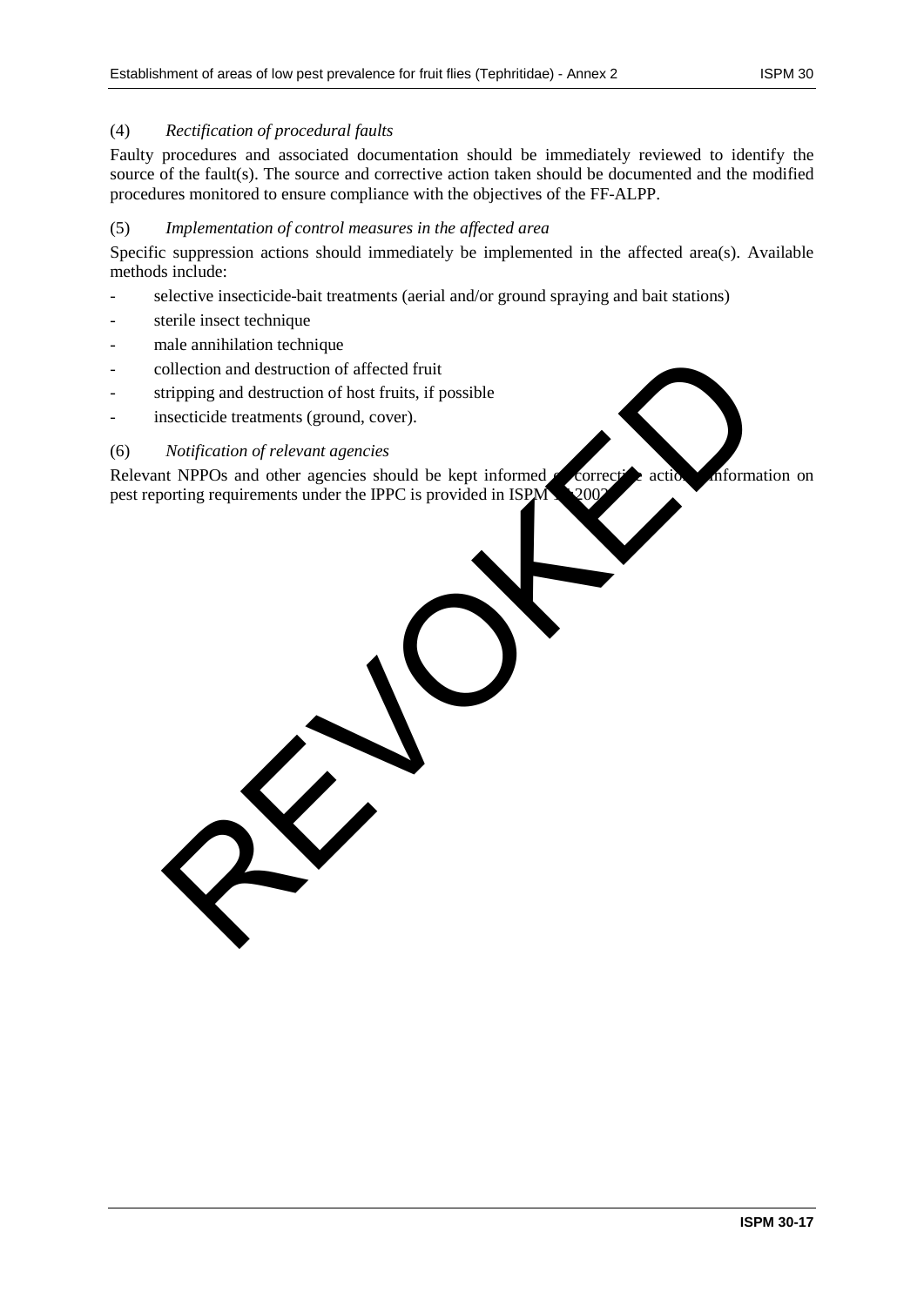(4) *Rectification of procedural faults*

Faulty procedures and associated documentation should be immediately reviewed to identify the source of the fault(s). The source and corrective action taken should be documented and the modified procedures monitored to ensure compliance with the objectives of the FF-ALPP.

(5) *Implementation of control measures in the affected area*

Specific suppression actions should immediately be implemented in the affected area(s). Available methods include:

- selective insecticide-bait treatments (aerial and/or ground spraying and bait stations)
- sterile insect technique
- male annihilation technique
- collection and destruction of affected fruit
- stripping and destruction of host fruits, if possible
- insecticide treatments (ground, cover).

(6) *Notification of relevant agencies*

Relevant NPPOs and other agencies should be kept informed of corrective actions. Information on pest reporting requirements under the IPPC is provided in ISPM 17:2002.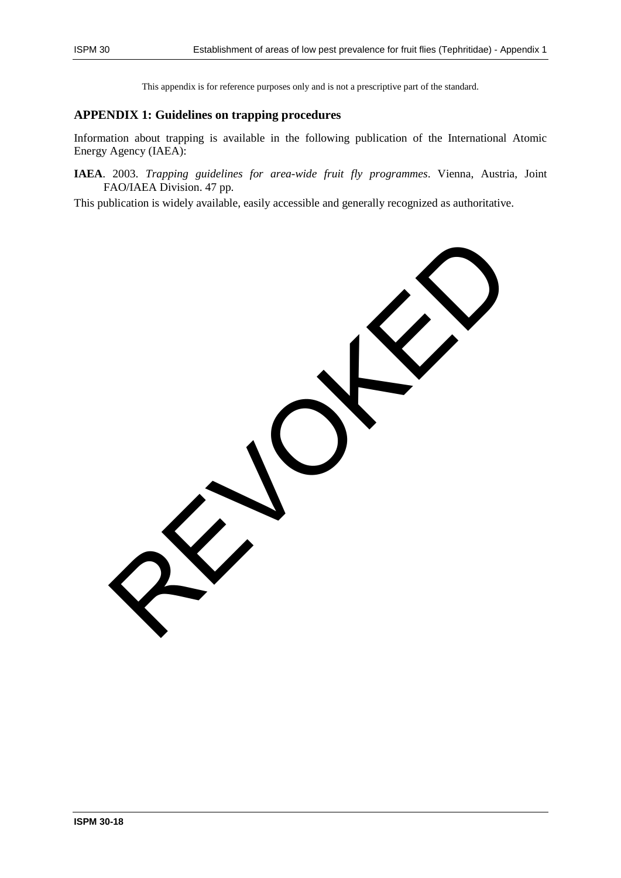This appendix is for reference purposes only and is not a prescriptive part of the standard.

## APPENDIX 1: Guidelines on trapping procedures

Information about trapping is available in the following publication of the International Atomic Energy Agency (IAEA):

**IAEA**. 2003. *Trapping guidelines for area-wide fruit fly programmes*. Vienna, Austria, Joint FAO/IAEA Division. 47 pp.

This publication is widely available, easily accessible and generally recognized as authoritative.

REVOKED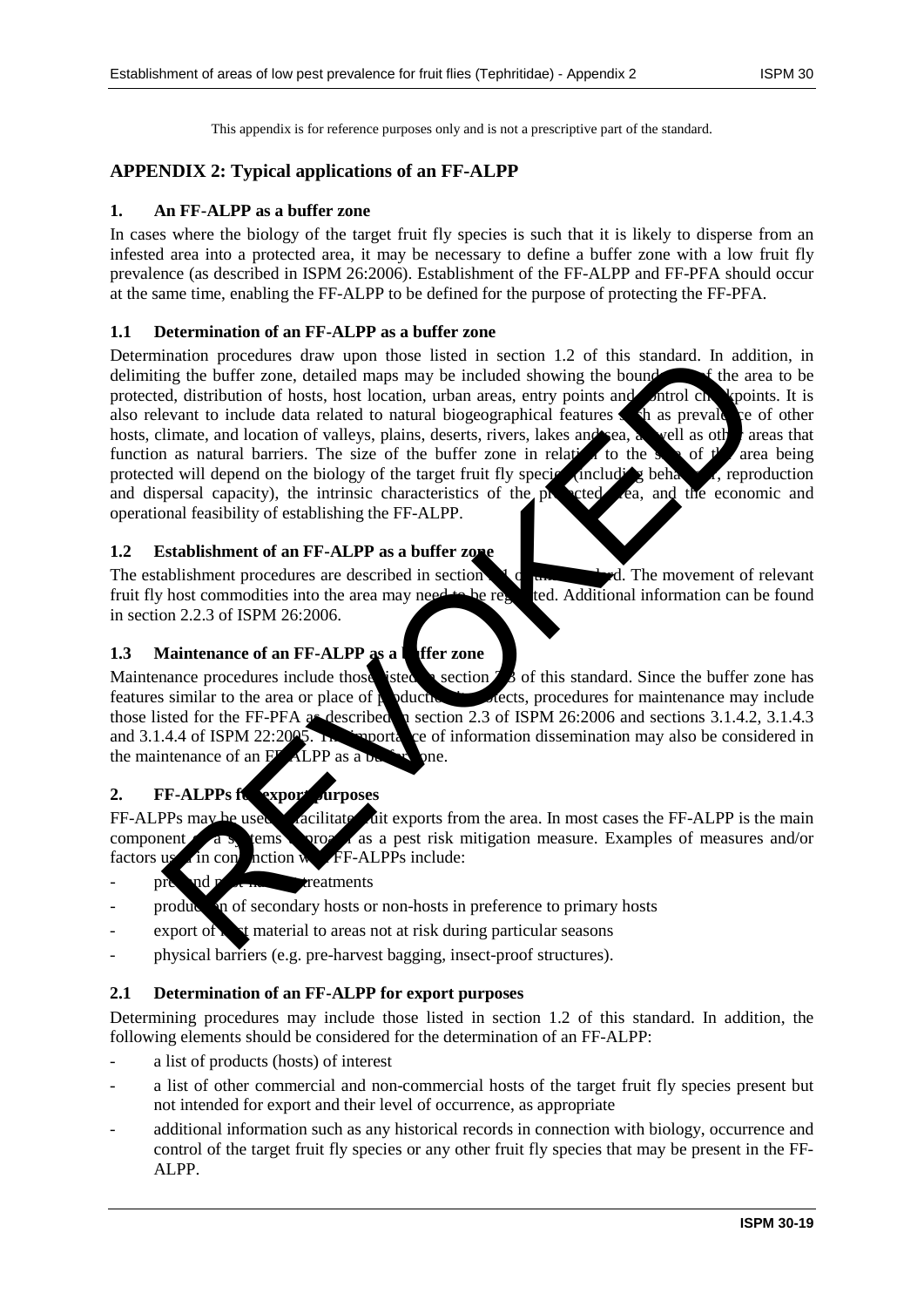This appendix is for reference purposes only and is not a prescriptive part of the standard.

## APPENDIX 2: Typical applications of an FF-ALPP

### 1. An FF-ALPP as a buffer zone

In cases where the biology of the target fruit fly species is such that it is likely to disperse from an infested area into a protected area, it may be necessary to define a buffer zone with a low fruit fly prevalence (as described in ISPM 26:2006). Establishment of the FF-ALPP and FF-PFA should occur at the same time, enabling the FF-ALPP to be defined for the purpose of protecting the FF-PFA.

### 1.1 Determination of an FF-ALPP as a buffer zone

Determination procedures draw upon those listed in section 1.2 of this standard. In addition, in delimiting the buffer zone, detailed maps may be included showing the boundaries of the area to be protected, distribution of hosts, host location, urban areas, entry points and control checkpoints. It is also relevant to include data related to natural biogeographical features such as prevalence of other hosts, climate, and location of valleys, plains, deserts, rivers, lakes and sea, as well as other areas that function as natural barriers. The size of the buffer zone in relation to the size of the area being protected will depend on the biology of the target fruit fly species (including behaviour, reproduction and dispersal capacity), the intrinsic characteristics of the protected area, and the economic and operational feasibility of establishing the FF-ALPP.

### 1.2 Establishment of an FF-ALPP as a buffer zone

The establishment procedures are described in section 2.1 of this standard. The movement of relevant fruit fly host commodities into the area may need to be regulated. Additional information can be found in section 2.2.3 of ISPM 26:2006.

### 1.3 Maintenance of an FF-ALPP as a buffer zone

Maintenance procedures include those listed in section 2.3 of this standard. Since the buffer zone has features similar to the area or place of production it protects, procedures for maintenance may include those listed for the FF-PFA as described in section 2.3 of ISPM 26:2006 and sections 3.1.4.2, 3.1.4.3 and 3.1.4.4 of ISPM 22:2005. The importance of information dissemination may also be considered in the maintenance of an FF-ALPP as a buffer zone.

### 2. FF-ALPPs for export purposes

FF-ALPPs may be used to facilitate fruit exports from the area. In most cases the FF-ALPP is the main component of a systems approach as a pest risk mitigation measure. Examples of measures and/or factors used in conjunction with FF-ALPPs include:

- pre- and post-harvest treatments
- production of secondary hosts or non-hosts in preference to primary hosts
- export of fruit material to areas not at risk during particular seasons
- physical barriers (e.g. pre-harvest bagging, insect-proof structures).

### 2.1 Determination of an FF-ALPP for export purposes

Determining procedures may include those listed in section 1.2 of this standard. In addition, the following elements should be considered for the determination of an FF-ALPP:

- a list of products (hosts) of interest
- a list of other commercial and non-commercial hosts of the target fruit fly species present but not intended for export and their level of occurrence, as appropriate
- additional information such as any historical records in connection with biology, occurrence and control of the target fruit fly species or any other fruit fly species that may be present in the FF-ALPP.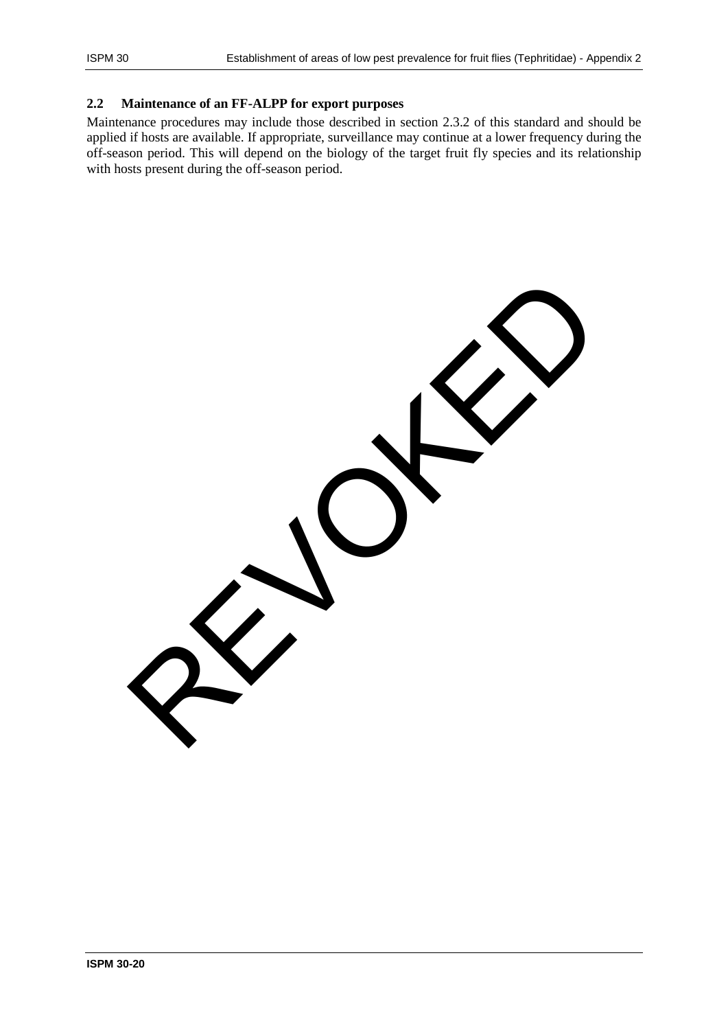### 2.2 Maintenance of an FF-ALPP for export purposes

Maintenance procedures may include those described in section 2.3.2 of this standard and should be applied if hosts are available. If appropriate, surveillance may continue at a lower frequency during the off-season period. This will depend on the biology of the target fruit fly species and its relationship with hosts present during the off-season period.

REVOKED